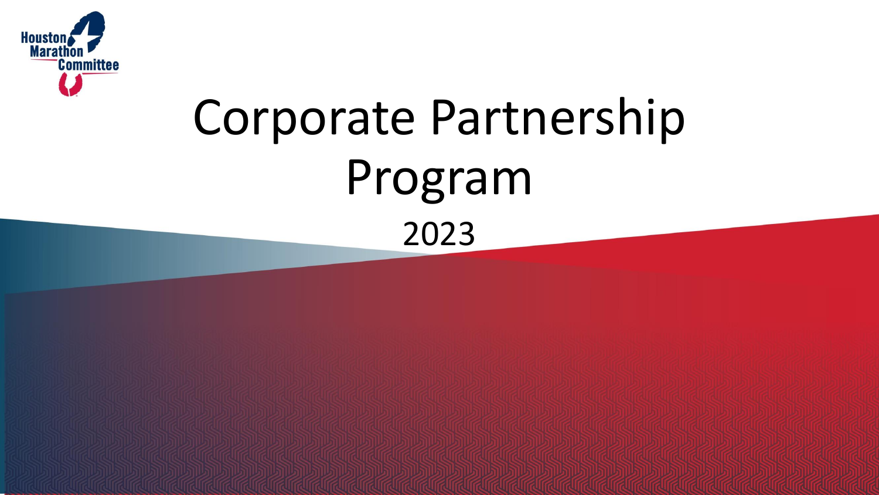Houston Marathon Committee

# Corporate Partnership Program

2023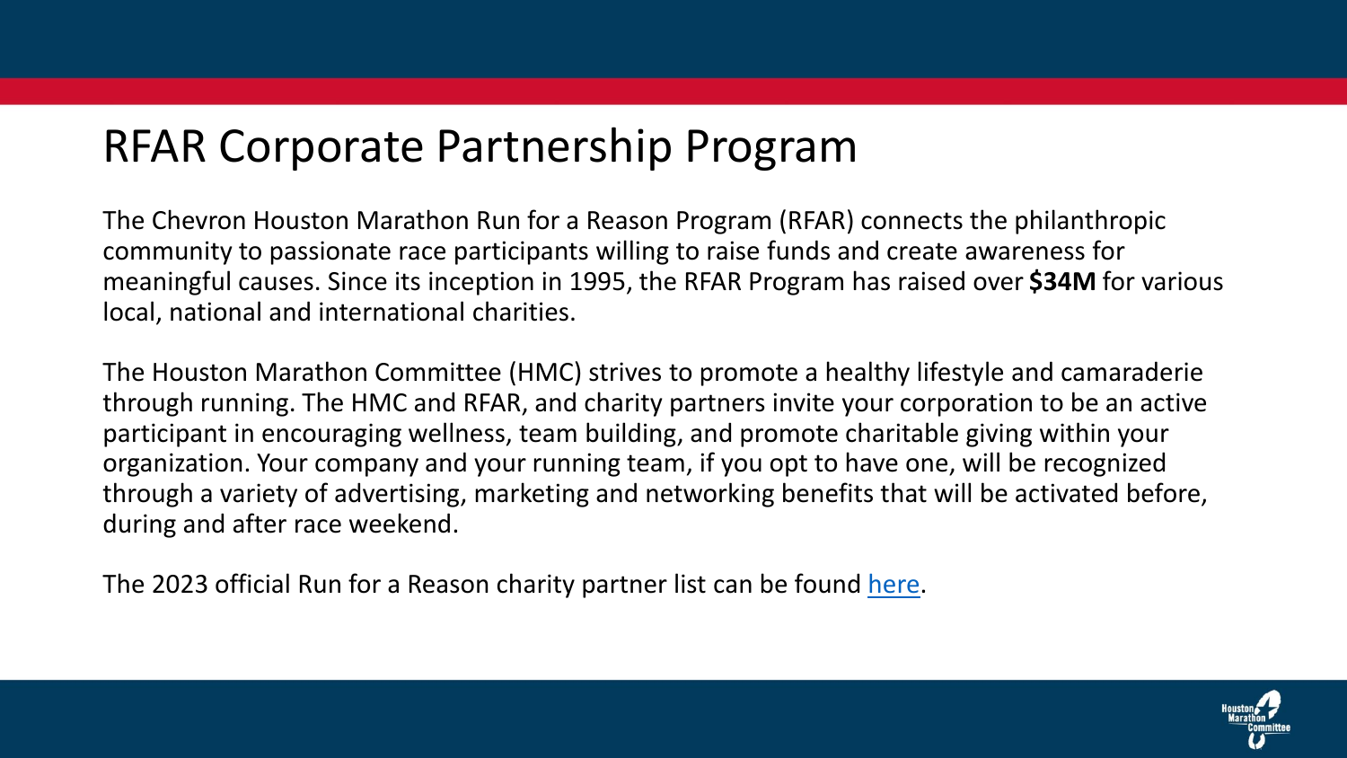# RFAR Corporate Partnership Program

The Chevron Houston Marathon Run for a Reason Program (RFAR) connects the philanthropic community to passionate race participants willing to raise funds and create awareness for meaningful causes. Since its inception in 1995, the RFAR Program has raised over **$34M** for various local, national and international charities.

The Houston Marathon Committee (HMC) strives to promote a healthy lifestyle and camaraderie through running. The HMC and RFAR, and charity partners invite your corporation to be an active participant in encouraging wellness, team building, and promote charitable giving within your organization. Your company and your running team, if you opt to have one, will be recognized through a variety of advertising, marketing and networking benefits that will be activated before, during and after race weekend.

The 2023 official Run for a Reason charity partner list can be found here.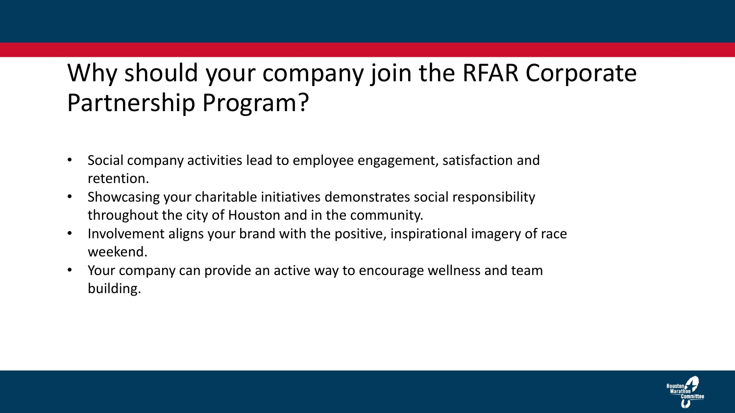# Why should your company join the RFAR Corporate Partnership Program?

- Social company activities lead to employee engagement, satisfaction and retention.
- Showcasing your charitable initiatives demonstrates social responsibility throughout the city of Houston and in the community.
- Involvement aligns your brand with the positive, inspirational imagery of race weekend.
- Your company can provide an active way to encourage wellness and team building.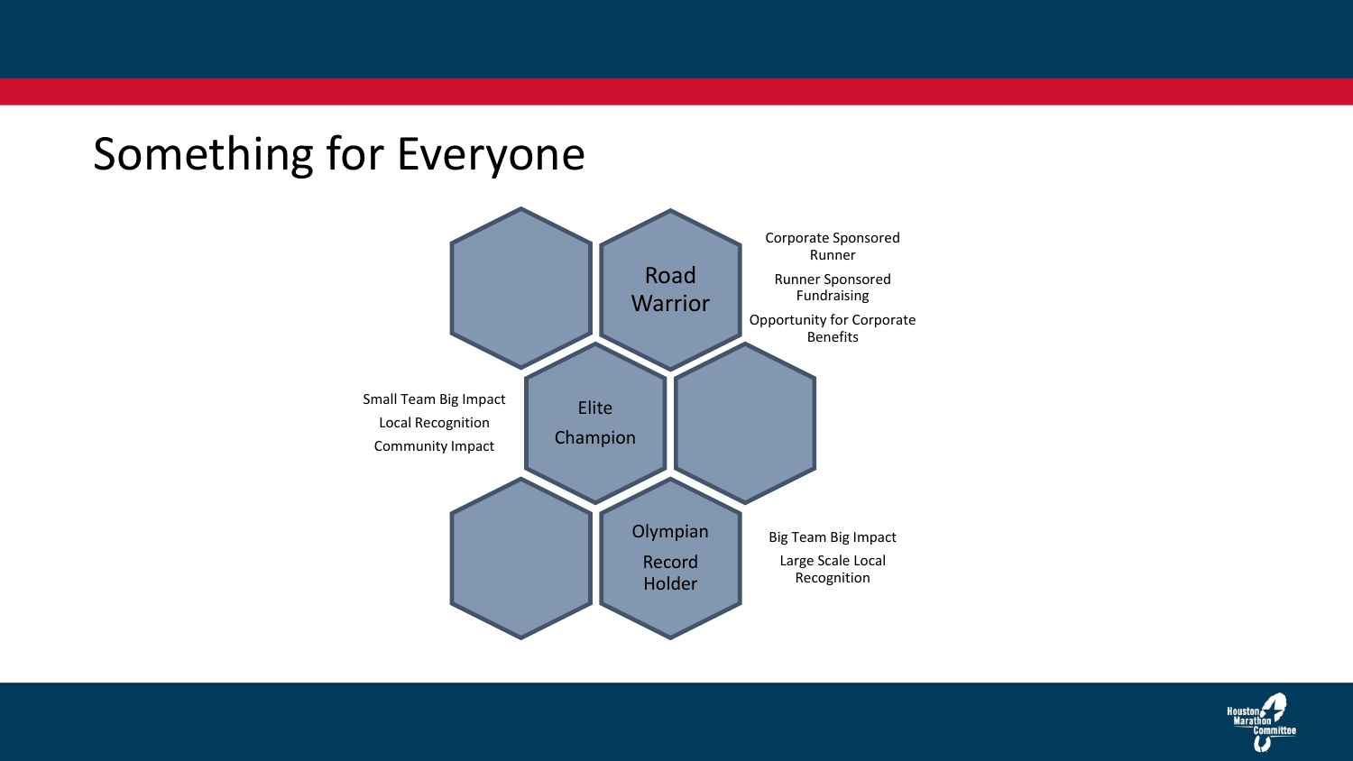# Something for Everyone

**Road Warrior**

- Corporate Sponsored Runner
- Runner Sponsored Fundraising
- Opportunity for Corporate Benefits

**Elite Champion**

- Small Team Big Impact
- Local Recognition
- Community Impact

**Olympian Record Holder**

- Big Team Big Impact
- Large Scale Local Recognition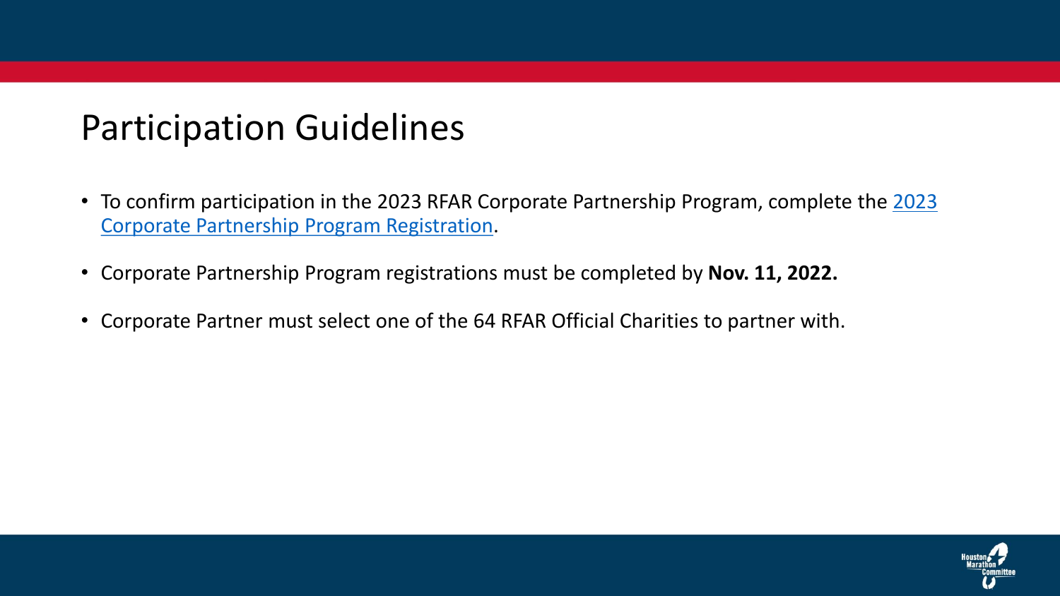# Participation Guidelines

- To confirm participation in the 2023 RFAR Corporate Partnership Program, complete the 2023 Corporate Partnership Program Registration.
- Corporate Partnership Program registrations must be completed by **Nov. 11, 2022.**
- Corporate Partner must select one of the 64 RFAR Official Charities to partner with.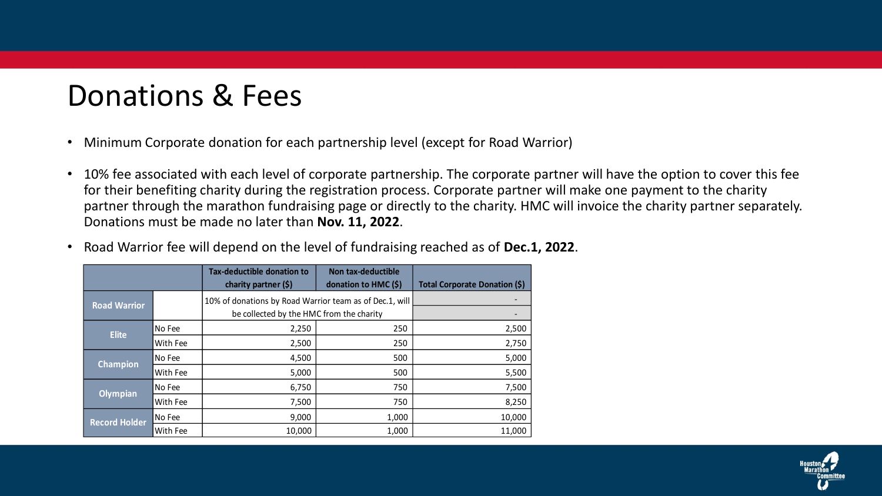# Donations & Fees

- Minimum Corporate donation for each partnership level (except for Road Warrior)
- 10% fee associated with each level of corporate partnership. The corporate partner will have the option to cover this fee for their benefiting charity during the registration process. Corporate partner will make one payment to the charity partner through the marathon fundraising page or directly to the charity. HMC will invoice the charity partner separately. Donations must be made no later than **Nov. 11, 2022**.
- Road Warrior fee will depend on the level of fundraising reached as of **Dec.1, 2022**.

| | | Tax-deductible donation to charity partner ($) | Non tax-deductible donation to HMC ($) | Total Corporate Donation ($) |
|---|---|---|---|---|
| Road Warrior | | 10% of donations by Road Warrior team as of Dec.1, will be collected by the HMC from the charity | | - |
| | | | | - |
| Elite | No Fee | 2,250 | 250 | 2,500 |
| | With Fee | 2,500 | 250 | 2,750 |
| Champion | No Fee | 4,500 | 500 | 5,000 |
| | With Fee | 5,000 | 500 | 5,500 |
| Olympian | No Fee | 6,750 | 750 | 7,500 |
| | With Fee | 7,500 | 750 | 8,250 |
| Record Holder | No Fee | 9,000 | 1,000 | 10,000 |
| | With Fee | 10,000 | 1,000 | 11,000 |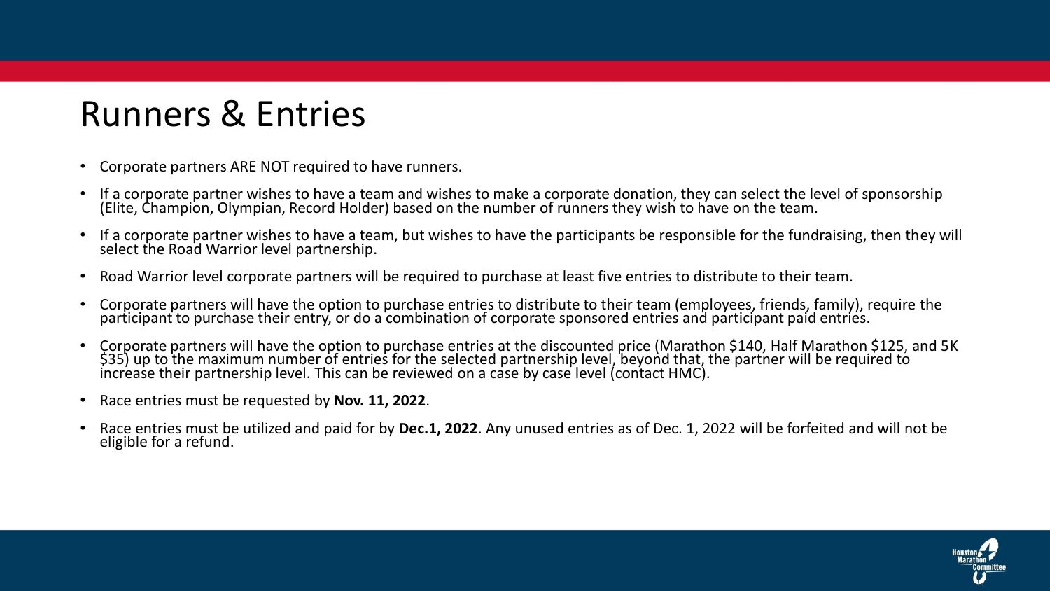# Runners & Entries

- Corporate partners ARE NOT required to have runners.
- If a corporate partner wishes to have a team and wishes to make a corporate donation, they can select the level of sponsorship (Elite, Champion, Olympian, Record Holder) based on the number of runners they wish to have on the team.
- If a corporate partner wishes to have a team, but wishes to have the participants be responsible for the fundraising, then they will select the Road Warrior level partnership.
- Road Warrior level corporate partners will be required to purchase at least five entries to distribute to their team.
- Corporate partners will have the option to purchase entries to distribute to their team (employees, friends, family), require the participant to purchase their entry, or do a combination of corporate sponsored entries and participant paid entries.
- Corporate partners will have the option to purchase entries at the discounted price (Marathon $140, Half Marathon $125, and 5K $35) up to the maximum number of entries for the selected partnership level, beyond that, the partner will be required to increase their partnership level. This can be reviewed on a case by case level (contact HMC).
- Race entries must be requested by **Nov. 11, 2022**.
- Race entries must be utilized and paid for by **Dec.1, 2022**. Any unused entries as of Dec. 1, 2022 will be forfeited and will not be eligible for a refund.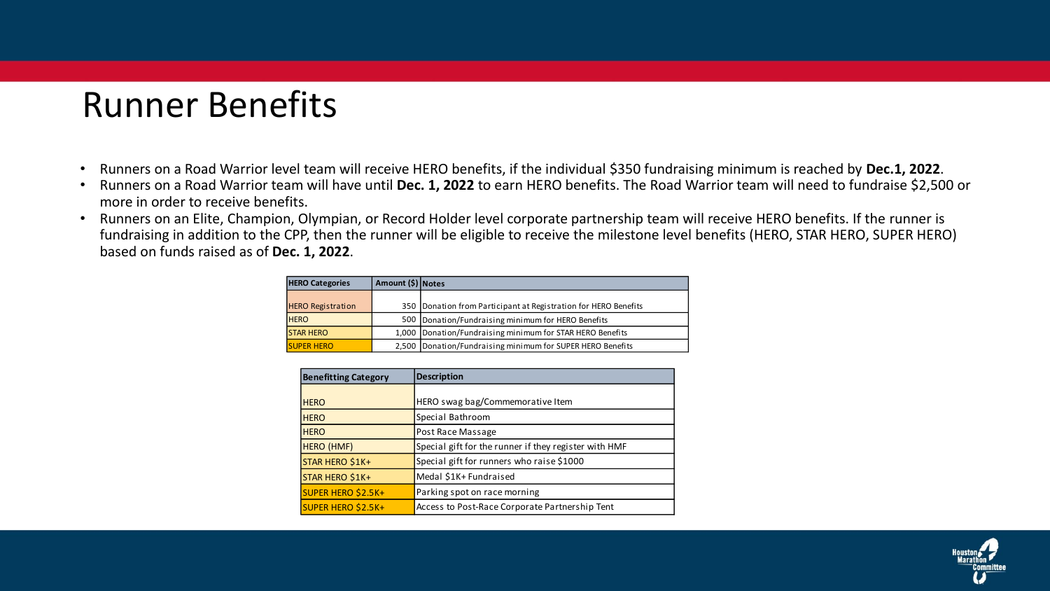# Runner Benefits

- Runners on a Road Warrior level team will receive HERO benefits, if the individual $350 fundraising minimum is reached by **Dec.1, 2022**.
- Runners on a Road Warrior team will have until **Dec. 1, 2022** to earn HERO benefits. The Road Warrior team will need to fundraise $2,500 or more in order to receive benefits.
- Runners on an Elite, Champion, Olympian, or Record Holder level corporate partnership team will receive HERO benefits. If the runner is fundraising in addition to the CPP, then the runner will be eligible to receive the milestone level benefits (HERO, STAR HERO, SUPER HERO) based on funds raised as of **Dec. 1, 2022**.

| HERO Categories | Amount ($) | Notes |
|---|---|---|
| HERO Registration | 350 | Donation from Participant at Registration for HERO Benefits |
| HERO | 500 | Donation/Fundraising minimum for HERO Benefits |
| STAR HERO | 1,000 | Donation/Fundraising minimum for STAR HERO Benefits |
| SUPER HERO | 2,500 | Donation/Fundraising minimum for SUPER HERO Benefits |

| Benefitting Category | Description |
|---|---|
| HERO | HERO swag bag/Commemorative Item |
| HERO | Special Bathroom |
| HERO | Post Race Massage |
| HERO (HMF) | Special gift for the runner if they register with HMF |
| STAR HERO $1K+ | Special gift for runners who raise $1000 |
| STAR HERO $1K+ | Medal $1K+ Fundraised |
| SUPER HERO $2.5K+ | Parking spot on race morning |
| SUPER HERO $2.5K+ | Access to Post-Race Corporate Partnership Tent |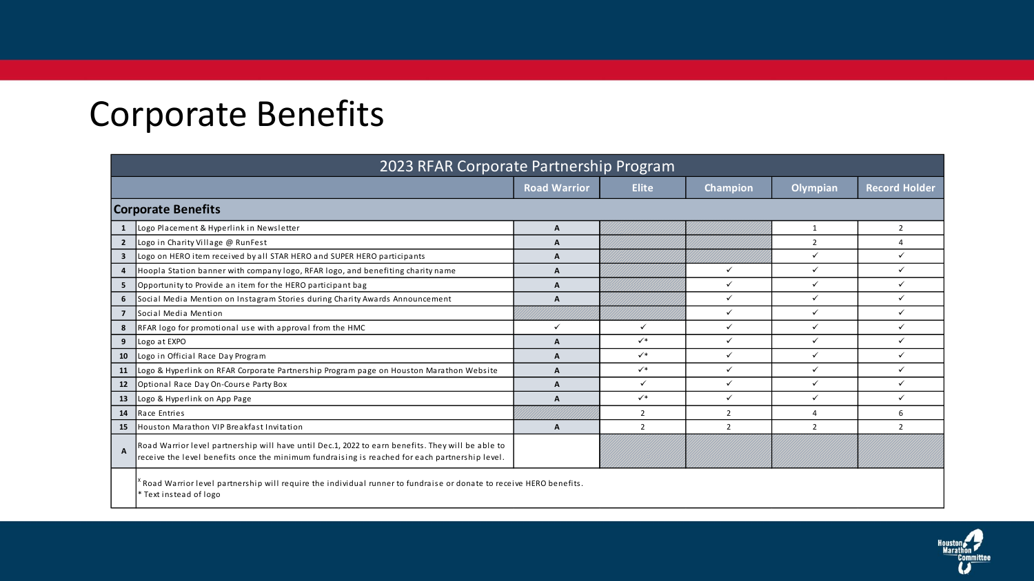# Corporate Benefits

| | 2023 RFAR Corporate Partnership Program | | | | | |
|---|---|---|---|---|---|---|
| | | Road Warrior | Elite | Champion | Olympian | Record Holder |
| | **Corporate Benefits** | | | | | |
| 1 | Logo Placement & Hyperlink in Newsletter | A | | | 1 | 2 |
| 2 | Logo in Charity Village @ RunFest | A | | | 2 | 4 |
| 3 | Logo on HERO item received by all STAR HERO and SUPER HERO participants | A | | | ✓ | ✓ |
| 4 | Hoopla Station banner with company logo, RFAR logo, and benefiting charity name | A | | ✓ | ✓ | ✓ |
| 5 | Opportunity to Provide an item for the HERO participant bag | A | | ✓ | ✓ | ✓ |
| 6 | Social Media Mention on Instagram Stories during Charity Awards Announcement | A | | ✓ | ✓ | ✓ |
| 7 | Social Media Mention | | | ✓ | ✓ | ✓ |
| 8 | RFAR logo for promotional use with approval from the HMC | ✓ | ✓ | ✓ | ✓ | ✓ |
| 9 | Logo at EXPO | A | ✓* | ✓ | ✓ | ✓ |
| 10 | Logo in Official Race Day Program | A | ✓* | ✓ | ✓ | ✓ |
| 11 | Logo & Hyperlink on RFAR Corporate Partnership Program page on Houston Marathon Website | A | ✓* | ✓ | ✓ | ✓ |
| 12 | Optional Race Day On-Course Party Box | A | ✓ | ✓ | ✓ | ✓ |
| 13 | Logo & Hyperlink on App Page | A | ✓* | ✓ | ✓ | ✓ |
| 14 | Race Entries | | 2 | 2 | 4 | 6 |
| 15 | Houston Marathon VIP Breakfast Invitation | A | 2 | 2 | 2 | 2 |
| A | Road Warrior level partnership will have until Dec.1, 2022 to earn benefits. They will be able to receive the level benefits once the minimum fundraising is reached for each partnership level. | | | | | |

[x] Road Warrior level partnership will require the individual runner to fundraise or donate to receive HERO benefits.
* Text instead of logo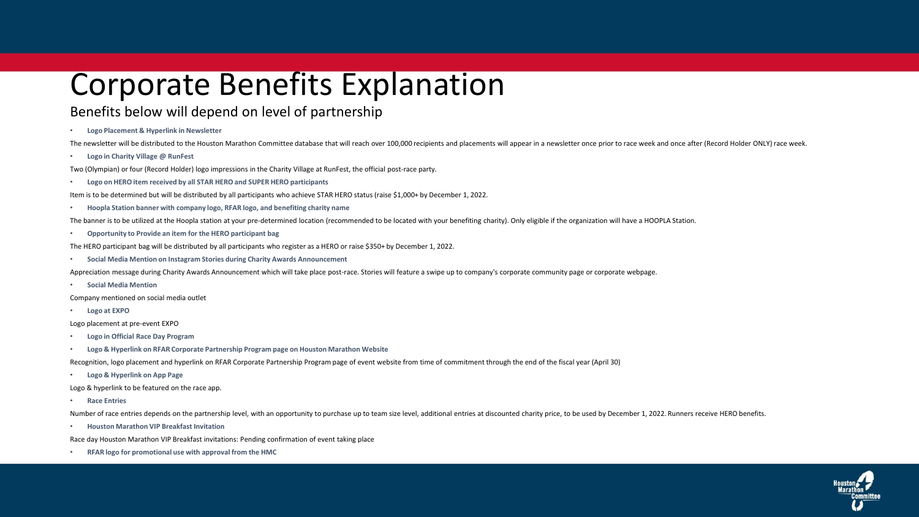# Corporate Benefits Explanation

## Benefits below will depend on level of partnership

- **Logo Placement & Hyperlink in Newsletter**

The newsletter will be distributed to the Houston Marathon Committee database that will reach over 100,000 recipients and placements will appear in a newsletter once prior to race week and once after (Record Holder ONLY) race week.

- **Logo in Charity Village @ RunFest**

Two (Olympian) or four (Record Holder) logo impressions in the Charity Village at RunFest, the official post-race party.

- **Logo on HERO item received by all STAR HERO and SUPER HERO participants**

Item is to be determined but will be distributed by all participants who achieve STAR HERO status (raise $1,000+ by December 1, 2022.

- **Hoopla Station banner with company logo, RFAR logo, and benefiting charity name**

The banner is to be utilized at the Hoopla station at your pre-determined location (recommended to be located with your benefiting charity). Only eligible if the organization will have a HOOPLA Station.

- **Opportunity to Provide an item for the HERO participant bag**

The HERO participant bag will be distributed by all participants who register as a HERO or raise $350+ by December 1, 2022.

- **Social Media Mention on Instagram Stories during Charity Awards Announcement**

Appreciation message during Charity Awards Announcement which will take place post-race. Stories will feature a swipe up to company's corporate community page or corporate webpage.

- **Social Media Mention**

Company mentioned on social media outlet

- **Logo at EXPO**

Logo placement at pre-event EXPO

- **Logo in Official Race Day Program**
- **Logo & Hyperlink on RFAR Corporate Partnership Program page on Houston Marathon Website**

Recognition, logo placement and hyperlink on RFAR Corporate Partnership Program page of event website from time of commitment through the end of the fiscal year (April 30)

- **Logo & Hyperlink on App Page**

Logo & hyperlink to be featured on the race app.

- **Race Entries**

Number of race entries depends on the partnership level, with an opportunity to purchase up to team size level, additional entries at discounted charity price, to be used by December 1, 2022. Runners receive HERO benefits.

- **Houston Marathon VIP Breakfast Invitation**

Race day Houston Marathon VIP Breakfast invitations: Pending confirmation of event taking place

- **RFAR logo for promotional use with approval from the HMC**